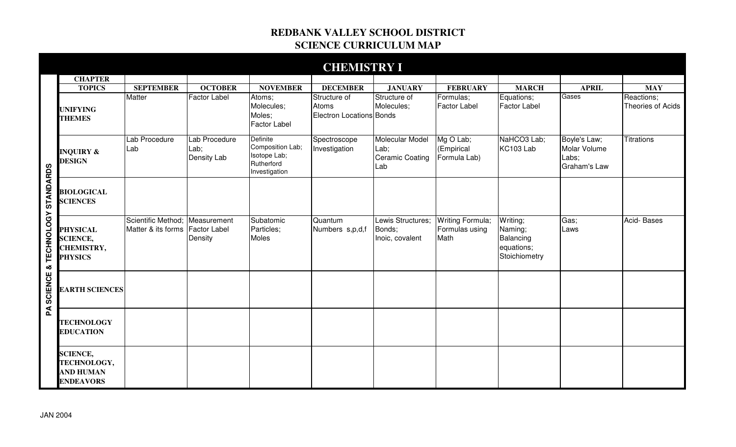# REDBANK VALLEY SCHOOL DISTRICT
## SCIENCE CURRICULUM MAP

### CHEMISTRY I

| PA SCIENCE & TECHNOLOGY STANDARDS | CHAPTER TOPICS | SEPTEMBER | OCTOBER | NOVEMBER | DECEMBER | JANUARY | FEBRUARY | MARCH | APRIL | MAY |
|---|---|---|---|---|---|---|---|---|---|---|
| | **UNIFYING THEMES** | Matter | Factor Label | Atoms; Molecules; Moles; Factor Label | Structure of Atoms Electron Locations | Structure of Molecules; Bonds | Formulas; Factor Label | Equations; Factor Label | Gases | Reactions; Theories of Acids |
| | **INQUIRY & DESIGN** | Lab Procedure Lab | Lab Procedure Lab; Density Lab | Definite Composition Lab; Isotope Lab; Rutherford Investigation | Spectroscope Investigation | Molecular Model Lab; Ceramic Coating Lab | Mg O Lab; (Empirical Formula Lab) | NaHCO3 Lab; KC103 Lab | Boyle's Law; Molar Volume Labs; Graham's Law | Titrations |
| | **BIOLOGICAL SCIENCES** | | | | | | | | | |
| | **PHYSICAL SCIENCE, CHEMISTRY, PHYSICS** | Scientific Method; Matter & its forms | Measurement Factor Label Density | Subatomic Particles; Moles | Quantum Numbers s,p,d,f | Lewis Structures; Bonds; Inoic, covalent | Writing Formula; Formulas using Math | Writing; Naming; Balancing equations; Stoichiometry | Gas; Laws | Acid- Bases |
| | **EARTH SCIENCES** | | | | | | | | | |
| | **TECHNOLOGY EDUCATION** | | | | | | | | | |
| | **SCIENCE, TECHNOLOGY, AND HUMAN ENDEAVORS** | | | | | | | | | |

JAN 2004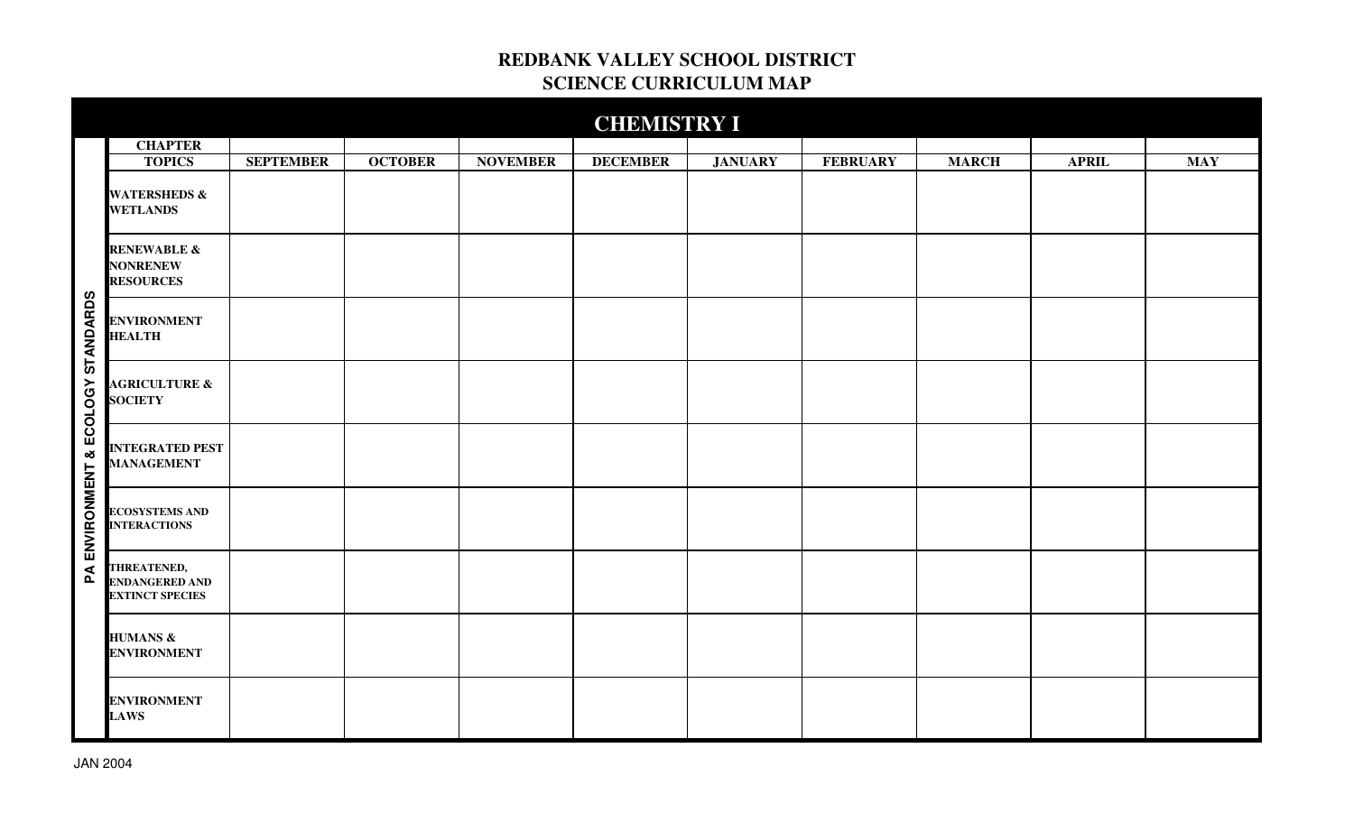**REDBANK VALLEY SCHOOL DISTRICT**
**SCIENCE CURRICULUM MAP**

# CHEMISTRY I

PA ENVIRONMENT & ECOLOGY STANDARDS

| CHAPTER | | | | | | | | | |
|---|---|---|---|---|---|---|---|---|---|
| **TOPICS** | **SEPTEMBER** | **OCTOBER** | **NOVEMBER** | **DECEMBER** | **JANUARY** | **FEBRUARY** | **MARCH** | **APRIL** | **MAY** |
| **WATERSHEDS & WETLANDS** | | | | | | | | | |
| **RENEWABLE & NONRENEW RESOURCES** | | | | | | | | | |
| **ENVIRONMENT HEALTH** | | | | | | | | | |
| **AGRICULTURE & SOCIETY** | | | | | | | | | |
| **INTEGRATED PEST MANAGEMENT** | | | | | | | | | |
| **ECOSYSTEMS AND INTERACTIONS** | | | | | | | | | |
| **THREATENED, ENDANGERED AND EXTINCT SPECIES** | | | | | | | | | |
| **HUMANS & ENVIRONMENT** | | | | | | | | | |
| **ENVIRONMENT LAWS** | | | | | | | | | |

JAN 2004